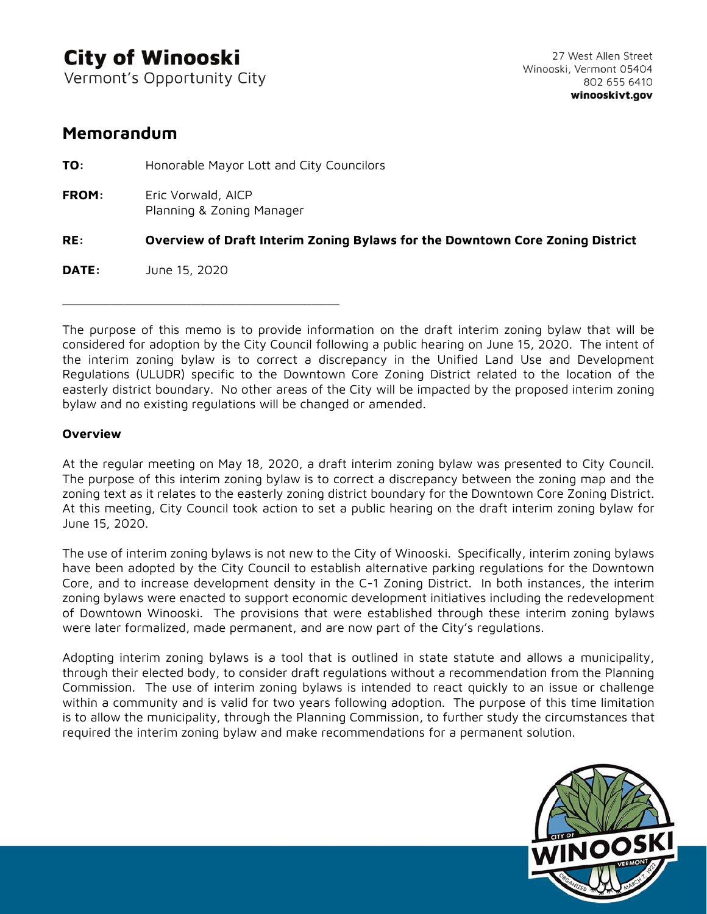# City of Winooski

Vermont's Opportunity City

27 West Allen Street
Winooski, Vermont 05404
802 655 6410
**winooskivt.gov**

## Memorandum

**TO:** Honorable Mayor Lott and City Councilors

**FROM:** Eric Vorwald, AICP
Planning & Zoning Manager

**RE:** **Overview of Draft Interim Zoning Bylaws for the Downtown Core Zoning District**

**DATE:** June 15, 2020

---

The purpose of this memo is to provide information on the draft interim zoning bylaw that will be considered for adoption by the City Council following a public hearing on June 15, 2020. The intent of the interim zoning bylaw is to correct a discrepancy in the Unified Land Use and Development Regulations (ULUDR) specific to the Downtown Core Zoning District related to the location of the easterly district boundary. No other areas of the City will be impacted by the proposed interim zoning bylaw and no existing regulations will be changed or amended.

### Overview

At the regular meeting on May 18, 2020, a draft interim zoning bylaw was presented to City Council. The purpose of this interim zoning bylaw is to correct a discrepancy between the zoning map and the zoning text as it relates to the easterly zoning district boundary for the Downtown Core Zoning District. At this meeting, City Council took action to set a public hearing on the draft interim zoning bylaw for June 15, 2020.

The use of interim zoning bylaws is not new to the City of Winooski. Specifically, interim zoning bylaws have been adopted by the City Council to establish alternative parking regulations for the Downtown Core, and to increase development density in the C-1 Zoning District. In both instances, the interim zoning bylaws were enacted to support economic development initiatives including the redevelopment of Downtown Winooski. The provisions that were established through these interim zoning bylaws were later formalized, made permanent, and are now part of the City's regulations.

Adopting interim zoning bylaws is a tool that is outlined in state statute and allows a municipality, through their elected body, to consider draft regulations without a recommendation from the Planning Commission. The use of interim zoning bylaws is intended to react quickly to an issue or challenge within a community and is valid for two years following adoption. The purpose of this time limitation is to allow the municipality, through the Planning Commission, to further study the circumstances that required the interim zoning bylaw and make recommendations for a permanent solution.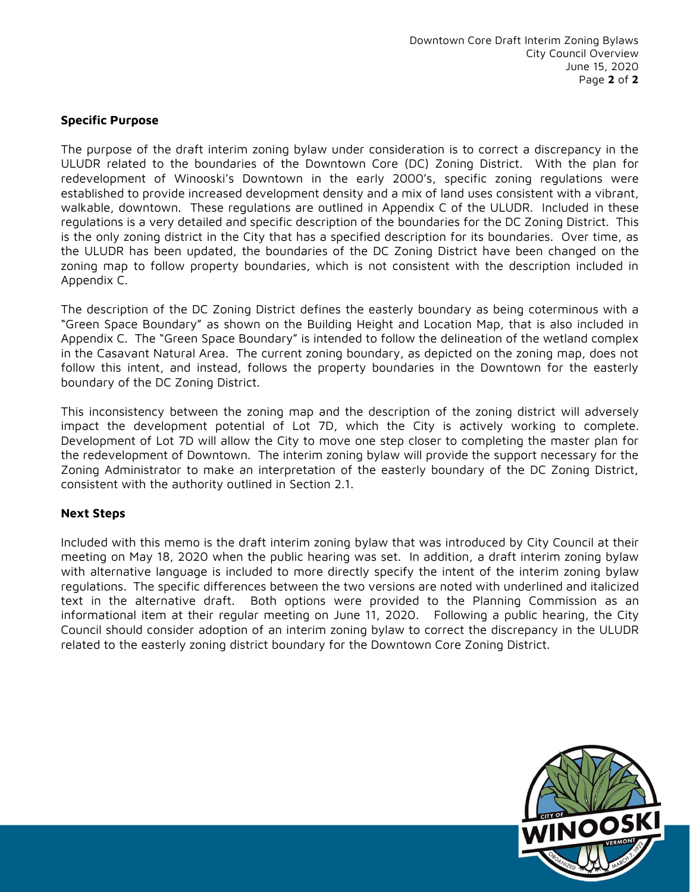**Specific Purpose**

The purpose of the draft interim zoning bylaw under consideration is to correct a discrepancy in the ULUDR related to the boundaries of the Downtown Core (DC) Zoning District. With the plan for redevelopment of Winooski's Downtown in the early 2000's, specific zoning regulations were established to provide increased development density and a mix of land uses consistent with a vibrant, walkable, downtown. These regulations are outlined in Appendix C of the ULUDR. Included in these regulations is a very detailed and specific description of the boundaries for the DC Zoning District. This is the only zoning district in the City that has a specified description for its boundaries. Over time, as the ULUDR has been updated, the boundaries of the DC Zoning District have been changed on the zoning map to follow property boundaries, which is not consistent with the description included in Appendix C.

The description of the DC Zoning District defines the easterly boundary as being coterminous with a "Green Space Boundary" as shown on the Building Height and Location Map, that is also included in Appendix C. The "Green Space Boundary" is intended to follow the delineation of the wetland complex in the Casavant Natural Area. The current zoning boundary, as depicted on the zoning map, does not follow this intent, and instead, follows the property boundaries in the Downtown for the easterly boundary of the DC Zoning District.

This inconsistency between the zoning map and the description of the zoning district will adversely impact the development potential of Lot 7D, which the City is actively working to complete. Development of Lot 7D will allow the City to move one step closer to completing the master plan for the redevelopment of Downtown. The interim zoning bylaw will provide the support necessary for the Zoning Administrator to make an interpretation of the easterly boundary of the DC Zoning District, consistent with the authority outlined in Section 2.1.

**Next Steps**

Included with this memo is the draft interim zoning bylaw that was introduced by City Council at their meeting on May 18, 2020 when the public hearing was set. In addition, a draft interim zoning bylaw with alternative language is included to more directly specify the intent of the interim zoning bylaw regulations. The specific differences between the two versions are noted with underlined and italicized text in the alternative draft. Both options were provided to the Planning Commission as an informational item at their regular meeting on June 11, 2020. Following a public hearing, the City Council should consider adoption of an interim zoning bylaw to correct the discrepancy in the ULUDR related to the easterly zoning district boundary for the Downtown Core Zoning District.